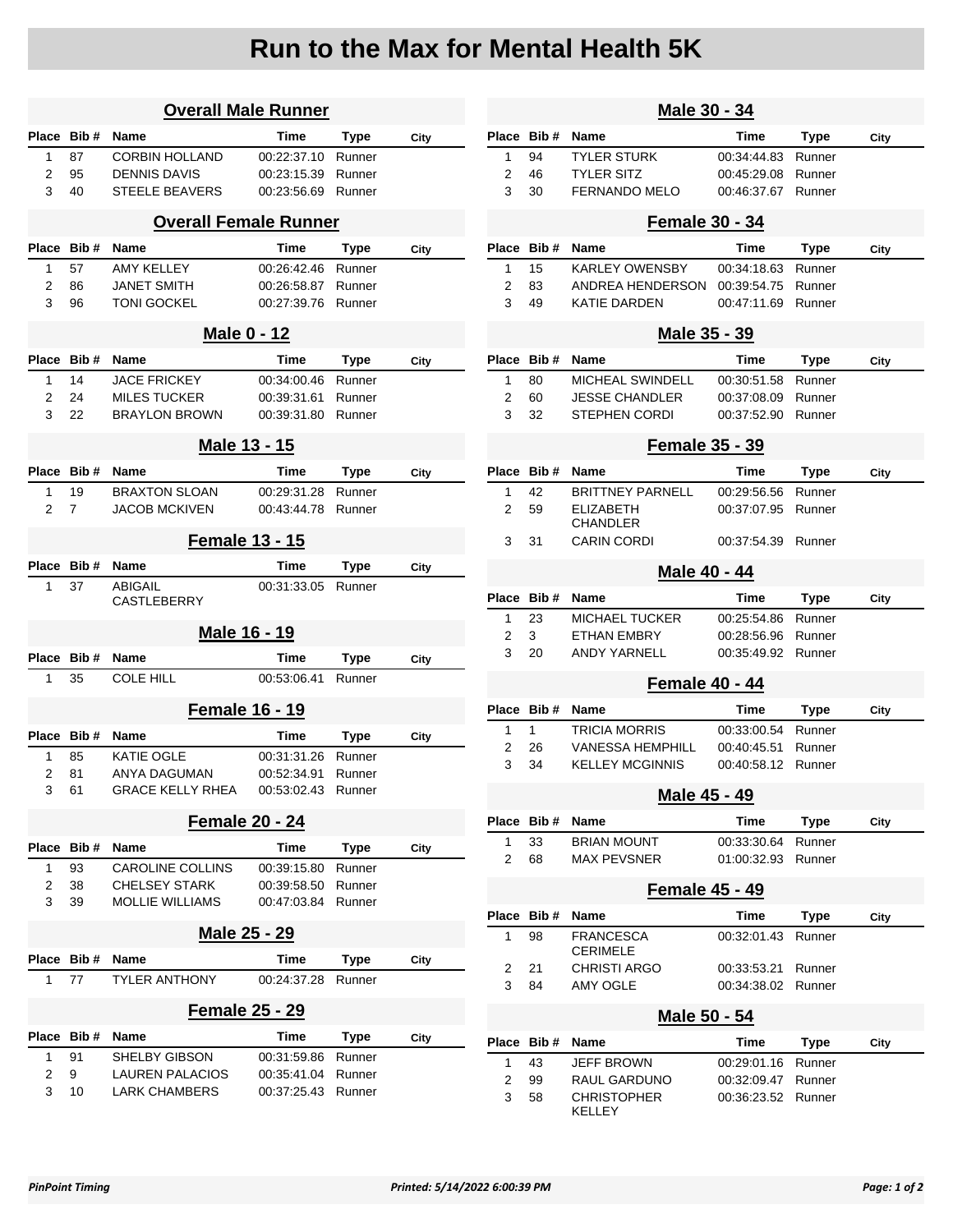# Run to the Max for Mental Health 5K

## Overall Male Runner

| Place | Bib # | Name | Time | Type | City |
|---|---|---|---|---|---|
| 1 | 87 | CORBIN HOLLAND | 00:22:37.10 | Runner | |
| 2 | 95 | DENNIS DAVIS | 00:23:15.39 | Runner | |
| 3 | 40 | STEELE BEAVERS | 00:23:56.69 | Runner | |

## Overall Female Runner

| Place | Bib # | Name | Time | Type | City |
|---|---|---|---|---|---|
| 1 | 57 | AMY KELLEY | 00:26:42.46 | Runner | |
| 2 | 86 | JANET SMITH | 00:26:58.87 | Runner | |
| 3 | 96 | TONI GOCKEL | 00:27:39.76 | Runner | |

## Male 0 - 12

| Place | Bib # | Name | Time | Type | City |
|---|---|---|---|---|---|
| 1 | 14 | JACE FRICKEY | 00:34:00.46 | Runner | |
| 2 | 24 | MILES TUCKER | 00:39:31.61 | Runner | |
| 3 | 22 | BRAYLON BROWN | 00:39:31.80 | Runner | |

## Male 13 - 15

| Place | Bib # | Name | Time | Type | City |
|---|---|---|---|---|---|
| 1 | 19 | BRAXTON SLOAN | 00:29:31.28 | Runner | |
| 2 | 7 | JACOB MCKIVEN | 00:43:44.78 | Runner | |

## Female 13 - 15

| Place | Bib # | Name | Time | Type | City |
|---|---|---|---|---|---|
| 1 | 37 | ABIGAIL CASTLEBERRY | 00:31:33.05 | Runner | |

## Male 16 - 19

| Place | Bib # | Name | Time | Type | City |
|---|---|---|---|---|---|
| 1 | 35 | COLE HILL | 00:53:06.41 | Runner | |

## Female 16 - 19

| Place | Bib # | Name | Time | Type | City |
|---|---|---|---|---|---|
| 1 | 85 | KATIE OGLE | 00:31:31.26 | Runner | |
| 2 | 81 | ANYA DAGUMAN | 00:52:34.91 | Runner | |
| 3 | 61 | GRACE KELLY RHEA | 00:53:02.43 | Runner | |

## Female 20 - 24

| Place | Bib # | Name | Time | Type | City |
|---|---|---|---|---|---|
| 1 | 93 | CAROLINE COLLINS | 00:39:15.80 | Runner | |
| 2 | 38 | CHELSEY STARK | 00:39:58.50 | Runner | |
| 3 | 39 | MOLLIE WILLIAMS | 00:47:03.84 | Runner | |

## Male 25 - 29

| Place | Bib # | Name | Time | Type | City |
|---|---|---|---|---|---|
| 1 | 77 | TYLER ANTHONY | 00:24:37.28 | Runner | |

## Female 25 - 29

| Place | Bib # | Name | Time | Type | City |
|---|---|---|---|---|---|
| 1 | 91 | SHELBY GIBSON | 00:31:59.86 | Runner | |
| 2 | 9 | LAUREN PALACIOS | 00:35:41.04 | Runner | |
| 3 | 10 | LARK CHAMBERS | 00:37:25.43 | Runner | |

## Male 30 - 34

| Place | Bib # | Name | Time | Type | City |
|---|---|---|---|---|---|
| 1 | 94 | TYLER STURK | 00:34:44.83 | Runner | |
| 2 | 46 | TYLER SITZ | 00:45:29.08 | Runner | |
| 3 | 30 | FERNANDO MELO | 00:46:37.67 | Runner | |

## Female 30 - 34

| Place | Bib # | Name | Time | Type | City |
|---|---|---|---|---|---|
| 1 | 15 | KARLEY OWENSBY | 00:34:18.63 | Runner | |
| 2 | 83 | ANDREA HENDERSON | 00:39:54.75 | Runner | |
| 3 | 49 | KATIE DARDEN | 00:47:11.69 | Runner | |

## Male 35 - 39

| Place | Bib # | Name | Time | Type | City |
|---|---|---|---|---|---|
| 1 | 80 | MICHEAL SWINDELL | 00:30:51.58 | Runner | |
| 2 | 60 | JESSE CHANDLER | 00:37:08.09 | Runner | |
| 3 | 32 | STEPHEN CORDI | 00:37:52.90 | Runner | |

## Female 35 - 39

| Place | Bib # | Name | Time | Type | City |
|---|---|---|---|---|---|
| 1 | 42 | BRITTNEY PARNELL | 00:29:56.56 | Runner | |
| 2 | 59 | ELIZABETH CHANDLER | 00:37:07.95 | Runner | |
| 3 | 31 | CARIN CORDI | 00:37:54.39 | Runner | |

## Male 40 - 44

| Place | Bib # | Name | Time | Type | City |
|---|---|---|---|---|---|
| 1 | 23 | MICHAEL TUCKER | 00:25:54.86 | Runner | |
| 2 | 3 | ETHAN EMBRY | 00:28:56.96 | Runner | |
| 3 | 20 | ANDY YARNELL | 00:35:49.92 | Runner | |

## Female 40 - 44

| Place | Bib # | Name | Time | Type | City |
|---|---|---|---|---|---|
| 1 | 1 | TRICIA MORRIS | 00:33:00.54 | Runner | |
| 2 | 26 | VANESSA HEMPHILL | 00:40:45.51 | Runner | |
| 3 | 34 | KELLEY MCGINNIS | 00:40:58.12 | Runner | |

## Male 45 - 49

| Place | Bib # | Name | Time | Type | City |
|---|---|---|---|---|---|
| 1 | 33 | BRIAN MOUNT | 00:33:30.64 | Runner | |
| 2 | 68 | MAX PEVSNER | 01:00:32.93 | Runner | |

## Female 45 - 49

| Place | Bib # | Name | Time | Type | City |
|---|---|---|---|---|---|
| 1 | 98 | FRANCESCA CERIMELE | 00:32:01.43 | Runner | |
| 2 | 21 | CHRISTI ARGO | 00:33:53.21 | Runner | |
| 3 | 84 | AMY OGLE | 00:34:38.02 | Runner | |

## Male 50 - 54

| Place | Bib # | Name | Time | Type | City |
|---|---|---|---|---|---|
| 1 | 43 | JEFF BROWN | 00:29:01.16 | Runner | |
| 2 | 99 | RAUL GARDUNO | 00:32:09.47 | Runner | |
| 3 | 58 | CHRISTOPHER KELLEY | 00:36:23.52 | Runner | |

*PinPoint Timing* *Printed: 5/14/2022 6:00:39 PM*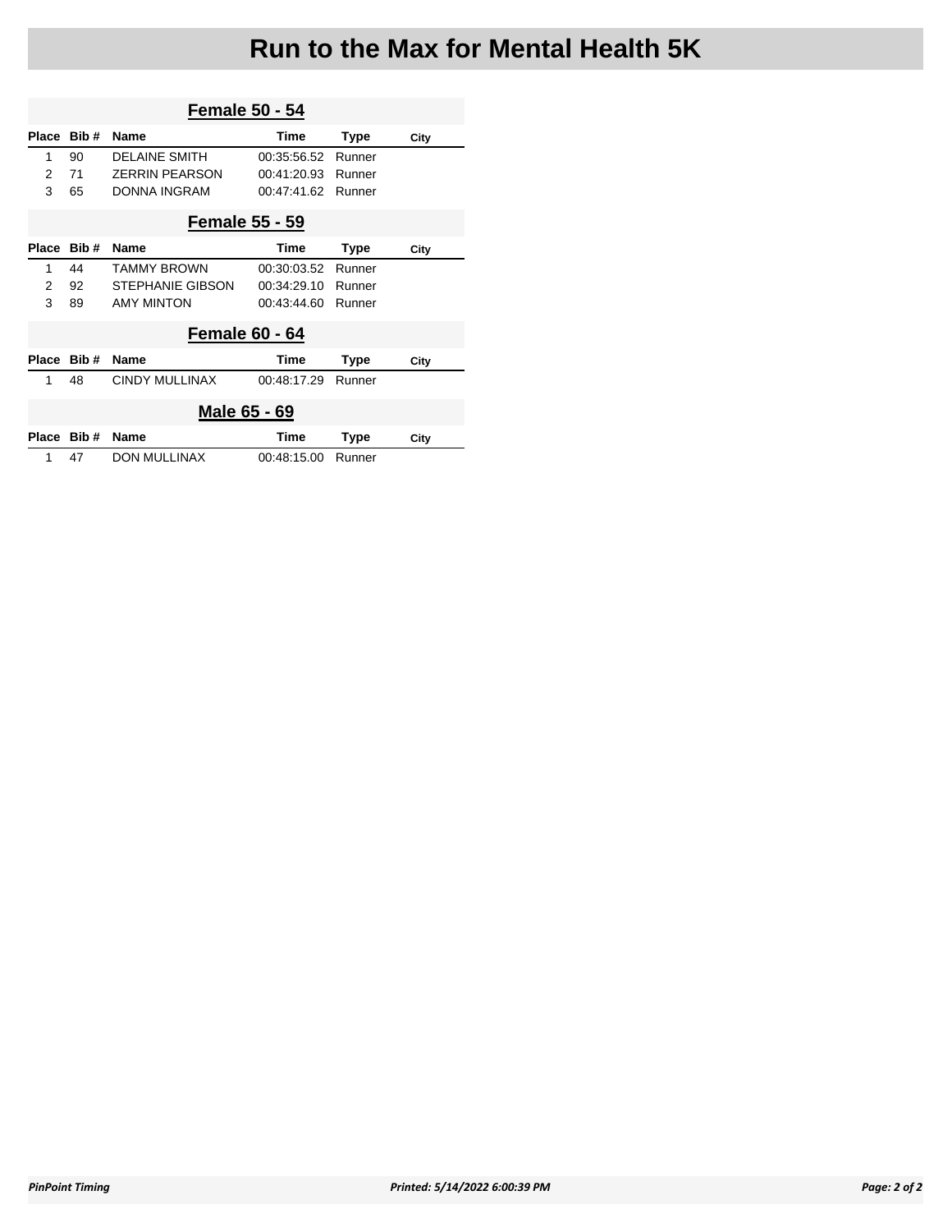# Run to the Max for Mental Health 5K

## Female 50 - 54

| Place | Bib # | Name | Time | Type | City |
| --- | --- | --- | --- | --- | --- |
| 1 | 90 | DELAINE SMITH | 00:35:56.52 | Runner | |
| 2 | 71 | ZERRIN PEARSON | 00:41:20.93 | Runner | |
| 3 | 65 | DONNA INGRAM | 00:47:41.62 | Runner | |

## Female 55 - 59

| Place | Bib # | Name | Time | Type | City |
| --- | --- | --- | --- | --- | --- |
| 1 | 44 | TAMMY BROWN | 00:30:03.52 | Runner | |
| 2 | 92 | STEPHANIE GIBSON | 00:34:29.10 | Runner | |
| 3 | 89 | AMY MINTON | 00:43:44.60 | Runner | |

## Female 60 - 64

| Place | Bib # | Name | Time | Type | City |
| --- | --- | --- | --- | --- | --- |
| 1 | 48 | CINDY MULLINAX | 00:48:17.29 | Runner | |

## Male 65 - 69

| Place | Bib # | Name | Time | Type | City |
| --- | --- | --- | --- | --- | --- |
| 1 | 47 | DON MULLINAX | 00:48:15.00 | Runner | |

*PinPoint Timing* *Printed: 5/14/2022 6:00:39 PM*